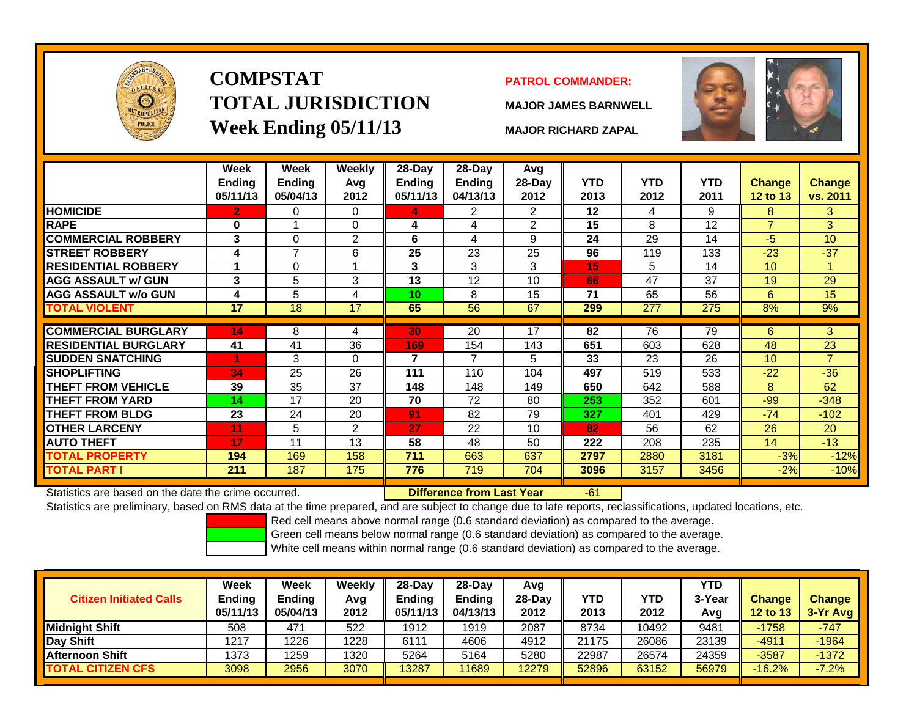# COMPSTAT
# TOTAL JURISDICTION
# Week Ending 05/11/13

**PATROL COMMANDER:**

**MAJOR JAMES BARNWELL**

**MAJOR RICHARD ZAPAL**

| | Week Ending 05/11/13 | Week Ending 05/04/13 | Weekly Avg 2012 | 28-Day Ending 05/11/13 | 28-Day Ending 04/13/13 | Avg 28-Day 2012 | YTD 2013 | YTD 2012 | YTD 2011 | Change 12 to 13 | Change vs. 2011 |
|---|---|---|---|---|---|---|---|---|---|---|---|
| HOMICIDE | 2 | 0 | 0 | 4 | 2 | 2 | 12 | 4 | 9 | 8 | 3 |
| RAPE | 0 | 1 | 0 | 4 | 4 | 2 | 15 | 8 | 12 | 7 | 3 |
| COMMERCIAL ROBBERY | 3 | 0 | 2 | 6 | 4 | 9 | 24 | 29 | 14 | -5 | 10 |
| STREET ROBBERY | 4 | 7 | 6 | 25 | 23 | 25 | 96 | 119 | 133 | -23 | -37 |
| RESIDENTIAL ROBBERY | 1 | 0 | 1 | 3 | 3 | 3 | 15 | 5 | 14 | 10 | 1 |
| AGG ASSAULT w/ GUN | 3 | 5 | 3 | 13 | 12 | 10 | 66 | 47 | 37 | 19 | 29 |
| AGG ASSAULT w/o GUN | 4 | 5 | 4 | 10 | 8 | 15 | 71 | 65 | 56 | 6 | 15 |
| TOTAL VIOLENT | 17 | 18 | 17 | 65 | 56 | 67 | 299 | 277 | 275 | 8% | 9% |
| COMMERCIAL BURGLARY | 14 | 8 | 4 | 30 | 20 | 17 | 82 | 76 | 79 | 6 | 3 |
| RESIDENTIAL BURGLARY | 41 | 41 | 36 | 169 | 154 | 143 | 651 | 603 | 628 | 48 | 23 |
| SUDDEN SNATCHING | 1 | 3 | 0 | 7 | 7 | 5 | 33 | 23 | 26 | 10 | 7 |
| SHOPLIFTING | 34 | 25 | 26 | 111 | 110 | 104 | 497 | 519 | 533 | -22 | -36 |
| THEFT FROM VEHICLE | 39 | 35 | 37 | 148 | 148 | 149 | 650 | 642 | 588 | 8 | 62 |
| THEFT FROM YARD | 14 | 17 | 20 | 70 | 72 | 80 | 253 | 352 | 601 | -99 | -348 |
| THEFT FROM BLDG | 23 | 24 | 20 | 91 | 82 | 79 | 327 | 401 | 429 | -74 | -102 |
| OTHER LARCENY | 11 | 5 | 2 | 27 | 22 | 10 | 82 | 56 | 62 | 26 | 20 |
| AUTO THEFT | 17 | 11 | 13 | 58 | 48 | 50 | 222 | 208 | 235 | 14 | -13 |
| TOTAL PROPERTY | 194 | 169 | 158 | 711 | 663 | 637 | 2797 | 2880 | 3181 | -3% | -12% |
| TOTAL PART I | 211 | 187 | 175 | 776 | 719 | 704 | 3096 | 3157 | 3456 | -2% | -10% |

Statistics are based on the date the crime occurred. **Difference from Last Year** -61

Statistics are preliminary, based on RMS data at the time prepared, and are subject to change due to late reports, reclassifications, updated locations, etc.

Red cell means above normal range (0.6 standard deviation) as compared to the average.
Green cell means below normal range (0.6 standard deviation) as compared to the average.
White cell means within normal range (0.6 standard deviation) as compared to the average.

| Citizen Initiated Calls | Week Ending 05/11/13 | Week Ending 05/04/13 | Weekly Avg 2012 | 28-Day Ending 05/11/13 | 28-Day Ending 04/13/13 | Avg 28-Day 2012 | YTD 2013 | YTD 2012 | YTD 3-Year Avg | Change 12 to 13 | Change 3-Yr Avg |
|---|---|---|---|---|---|---|---|---|---|---|---|
| Midnight Shift | 508 | 471 | 522 | 1912 | 1919 | 2087 | 8734 | 10492 | 9481 | -1758 | -747 |
| Day Shift | 1217 | 1226 | 1228 | 6111 | 4606 | 4912 | 21175 | 26086 | 23139 | -4911 | -1964 |
| Afternoon Shift | 1373 | 1259 | 1320 | 5264 | 5164 | 5280 | 22987 | 26574 | 24359 | -3587 | -1372 |
| TOTAL CITIZEN CFS | 3098 | 2956 | 3070 | 13287 | 11689 | 12279 | 52896 | 63152 | 56979 | -16.2% | -7.2% |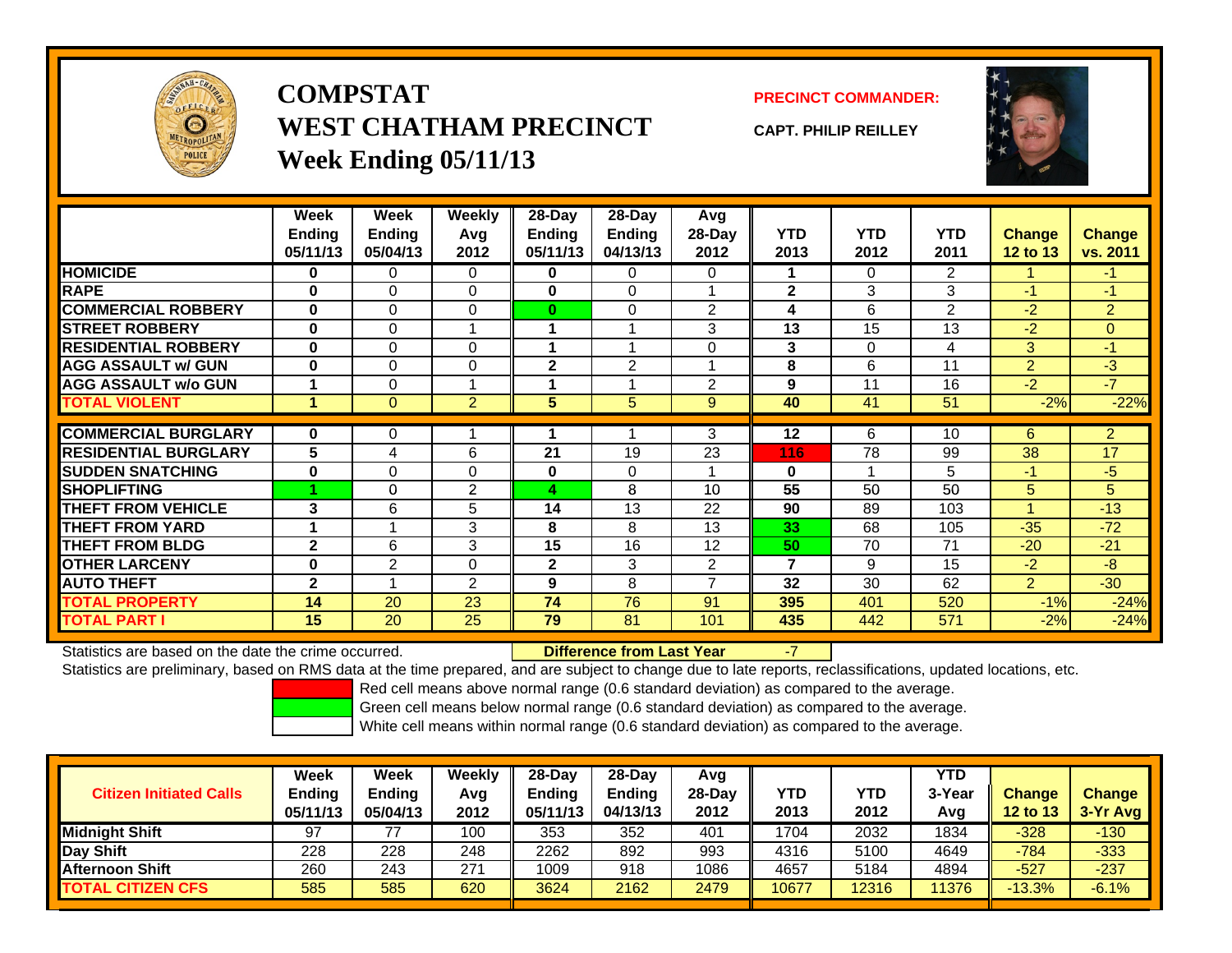# COMPSTAT
## WEST CHATHAM PRECINCT
### Week Ending 05/11/13

**PRECINCT COMMANDER:**

**CAPT. PHILIP REILLEY**

| | Week Ending 05/11/13 | Week Ending 05/04/13 | Weekly Avg 2012 | 28-Day Ending 05/11/13 | 28-Day Ending 04/13/13 | Avg 28-Day 2012 | YTD 2013 | YTD 2012 | YTD 2011 | Change 12 to 13 | Change vs. 2011 |
|---|---|---|---|---|---|---|---|---|---|---|---|
| HOMICIDE | 0 | 0 | 0 | 0 | 0 | 0 | 1 | 0 | 2 | 1 | -1 |
| RAPE | 0 | 0 | 0 | 0 | 0 | 1 | 2 | 3 | 3 | -1 | -1 |
| COMMERCIAL ROBBERY | 0 | 0 | 0 | 0 | 0 | 2 | 4 | 6 | 2 | -2 | 2 |
| STREET ROBBERY | 0 | 0 | 1 | 1 | 1 | 3 | 13 | 15 | 13 | -2 | 0 |
| RESIDENTIAL ROBBERY | 0 | 0 | 0 | 1 | 1 | 0 | 3 | 0 | 4 | 3 | -1 |
| AGG ASSAULT w/ GUN | 0 | 0 | 0 | 2 | 2 | 1 | 8 | 6 | 11 | 2 | -3 |
| AGG ASSAULT w/o GUN | 1 | 0 | 1 | 1 | 1 | 2 | 9 | 11 | 16 | -2 | -7 |
| TOTAL VIOLENT | 1 | 0 | 2 | 5 | 5 | 9 | 40 | 41 | 51 | -2% | -22% |
| COMMERCIAL BURGLARY | 0 | 0 | 1 | 1 | 1 | 3 | 12 | 6 | 10 | 6 | 2 |
| RESIDENTIAL BURGLARY | 5 | 4 | 6 | 21 | 19 | 23 | 116 | 78 | 99 | 38 | 17 |
| SUDDEN SNATCHING | 0 | 0 | 0 | 0 | 0 | 1 | 0 | 1 | 5 | -1 | -5 |
| SHOPLIFTING | 1 | 0 | 2 | 4 | 8 | 10 | 55 | 50 | 50 | 5 | 5 |
| THEFT FROM VEHICLE | 3 | 6 | 5 | 14 | 13 | 22 | 90 | 89 | 103 | 1 | -13 |
| THEFT FROM YARD | 1 | 1 | 3 | 8 | 8 | 13 | 33 | 68 | 105 | -35 | -72 |
| THEFT FROM BLDG | 2 | 6 | 3 | 15 | 16 | 12 | 50 | 70 | 71 | -20 | -21 |
| OTHER LARCENY | 0 | 2 | 0 | 2 | 3 | 2 | 7 | 9 | 15 | -2 | -8 |
| AUTO THEFT | 2 | 1 | 2 | 9 | 8 | 7 | 32 | 30 | 62 | 2 | -30 |
| TOTAL PROPERTY | 14 | 20 | 23 | 74 | 76 | 91 | 395 | 401 | 520 | -1% | -24% |
| TOTAL PART I | 15 | 20 | 25 | 79 | 81 | 101 | 435 | 442 | 571 | -2% | -24% |

Statistics are based on the date the crime occurred. **Difference from Last Year** -7

Statistics are preliminary, based on RMS data at the time prepared, and are subject to change due to late reports, reclassifications, updated locations, etc.

Red cell means above normal range (0.6 standard deviation) as compared to the average.

Green cell means below normal range (0.6 standard deviation) as compared to the average.

White cell means within normal range (0.6 standard deviation) as compared to the average.

| Citizen Initiated Calls | Week Ending 05/11/13 | Week Ending 05/04/13 | Weekly Avg 2012 | 28-Day Ending 05/11/13 | 28-Day Ending 04/13/13 | Avg 28-Day 2012 | YTD 2013 | YTD 2012 | YTD 3-Year Avg | Change 12 to 13 | Change 3-Yr Avg |
|---|---|---|---|---|---|---|---|---|---|---|---|
| Midnight Shift | 97 | 77 | 100 | 353 | 352 | 401 | 1704 | 2032 | 1834 | -328 | -130 |
| Day Shift | 228 | 228 | 248 | 2262 | 892 | 993 | 4316 | 5100 | 4649 | -784 | -333 |
| Afternoon Shift | 260 | 243 | 271 | 1009 | 918 | 1086 | 4657 | 5184 | 4894 | -527 | -237 |
| TOTAL CITIZEN CFS | 585 | 585 | 620 | 3624 | 2162 | 2479 | 10677 | 12316 | 11376 | -13.3% | -6.1% |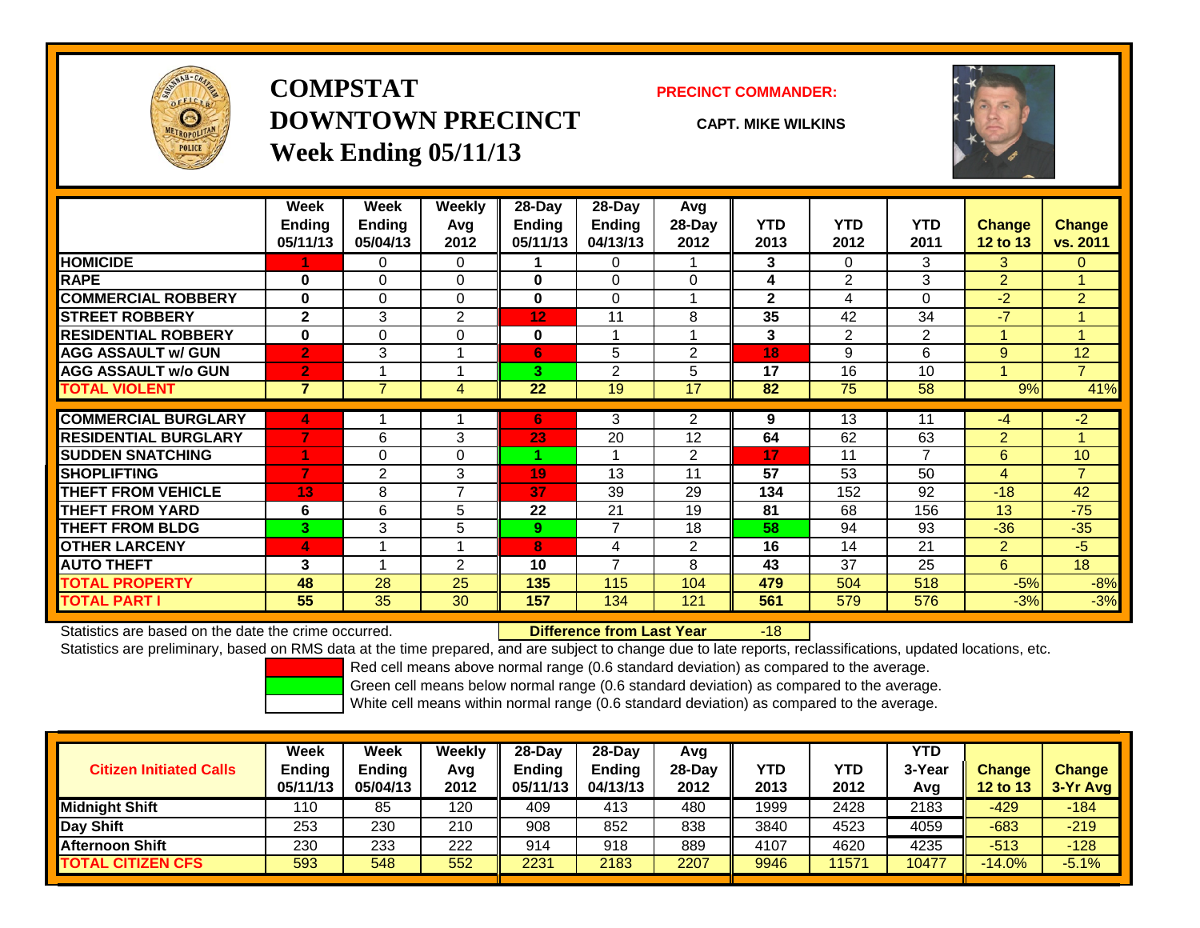# COMPSTAT
# DOWNTOWN PRECINCT
## Week Ending 05/11/13

**PRECINCT COMMANDER:**

**CAPT. MIKE WILKINS**

| | Week Ending 05/11/13 | Week Ending 05/04/13 | Weekly Avg 2012 | 28-Day Ending 05/11/13 | 28-Day Ending 04/13/13 | Avg 28-Day 2012 | YTD 2013 | YTD 2012 | YTD 2011 | Change 12 to 13 | Change vs. 2011 |
|---|---|---|---|---|---|---|---|---|---|---|---|
| HOMICIDE | 1 | 0 | 0 | 1 | 0 | 1 | 3 | 0 | 3 | 3 | 0 |
| RAPE | 0 | 0 | 0 | 0 | 0 | 0 | 4 | 2 | 3 | 2 | 1 |
| COMMERCIAL ROBBERY | 0 | 0 | 0 | 0 | 0 | 1 | 2 | 4 | 0 | -2 | 2 |
| STREET ROBBERY | 2 | 3 | 2 | 12 | 11 | 8 | 35 | 42 | 34 | -7 | 1 |
| RESIDENTIAL ROBBERY | 0 | 0 | 0 | 0 | 1 | 1 | 3 | 2 | 2 | 1 | 1 |
| AGG ASSAULT w/ GUN | 2 | 3 | 1 | 6 | 5 | 2 | 18 | 9 | 6 | 9 | 12 |
| AGG ASSAULT w/o GUN | 2 | 1 | 1 | 3 | 2 | 5 | 17 | 16 | 10 | 1 | 7 |
| TOTAL VIOLENT | 7 | 7 | 4 | 22 | 19 | 17 | 82 | 75 | 58 | 9% | 41% |
| COMMERCIAL BURGLARY | 4 | 1 | 1 | 6 | 3 | 2 | 9 | 13 | 11 | -4 | -2 |
| RESIDENTIAL BURGLARY | 7 | 6 | 3 | 23 | 20 | 12 | 64 | 62 | 63 | 2 | 1 |
| SUDDEN SNATCHING | 1 | 0 | 0 | 1 | 1 | 2 | 17 | 11 | 7 | 6 | 10 |
| SHOPLIFTING | 7 | 2 | 3 | 19 | 13 | 11 | 57 | 53 | 50 | 4 | 7 |
| THEFT FROM VEHICLE | 13 | 8 | 7 | 37 | 39 | 29 | 134 | 152 | 92 | -18 | 42 |
| THEFT FROM YARD | 6 | 6 | 5 | 22 | 21 | 19 | 81 | 68 | 156 | 13 | -75 |
| THEFT FROM BLDG | 3 | 3 | 5 | 9 | 7 | 18 | 58 | 94 | 93 | -36 | -35 |
| OTHER LARCENY | 4 | 1 | 1 | 8 | 4 | 2 | 16 | 14 | 21 | 2 | -5 |
| AUTO THEFT | 3 | 1 | 2 | 10 | 7 | 8 | 43 | 37 | 25 | 6 | 18 |
| TOTAL PROPERTY | 48 | 28 | 25 | 135 | 115 | 104 | 479 | 504 | 518 | -5% | -8% |
| TOTAL PART I | 55 | 35 | 30 | 157 | 134 | 121 | 561 | 579 | 576 | -3% | -3% |

Statistics are based on the date the crime occurred. **Difference from Last Year** -18

Statistics are preliminary, based on RMS data at the time prepared, and are subject to change due to late reports, reclassifications, updated locations, etc.

Red cell means above normal range (0.6 standard deviation) as compared to the average.

Green cell means below normal range (0.6 standard deviation) as compared to the average.

White cell means within normal range (0.6 standard deviation) as compared to the average.

| Citizen Initiated Calls | Week Ending 05/11/13 | Week Ending 05/04/13 | Weekly Avg 2012 | 28-Day Ending 05/11/13 | 28-Day Ending 04/13/13 | Avg 28-Day 2012 | YTD 2013 | YTD 2012 | YTD 3-Year Avg | Change 12 to 13 | Change 3-Yr Avg |
|---|---|---|---|---|---|---|---|---|---|---|---|
| Midnight Shift | 110 | 85 | 120 | 409 | 413 | 480 | 1999 | 2428 | 2183 | -429 | -184 |
| Day Shift | 253 | 230 | 210 | 908 | 852 | 838 | 3840 | 4523 | 4059 | -683 | -219 |
| Afternoon Shift | 230 | 233 | 222 | 914 | 918 | 889 | 4107 | 4620 | 4235 | -513 | -128 |
| TOTAL CITIZEN CFS | 593 | 548 | 552 | 2231 | 2183 | 2207 | 9946 | 11571 | 10477 | -14.0% | -5.1% |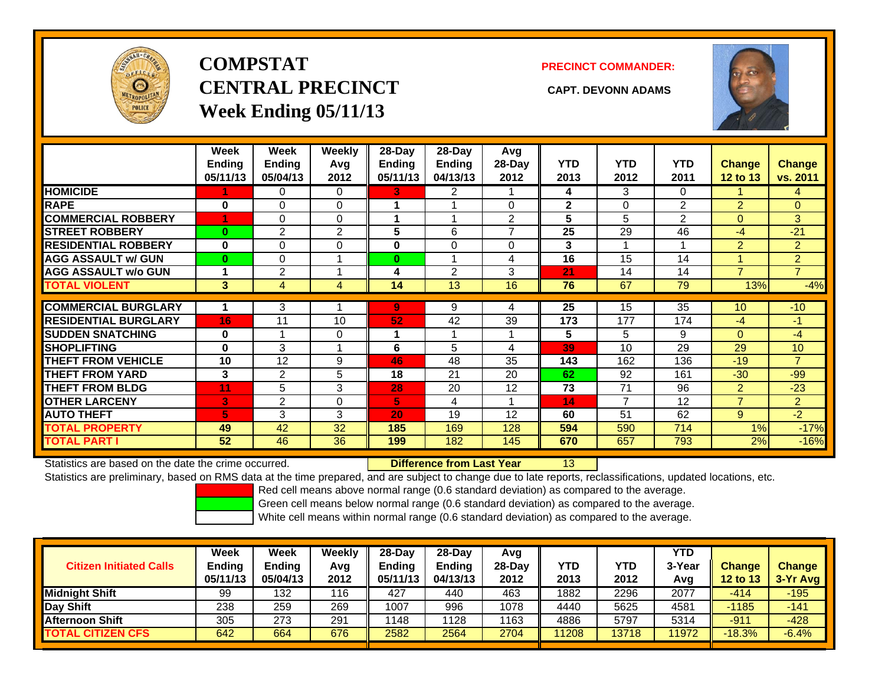# COMPSTAT CENTRAL PRECINCT Week Ending 05/11/13

**PRECINCT COMMANDER:**

**CAPT. DEVONN ADAMS**

| | Week Ending 05/11/13 | Week Ending 05/04/13 | Weekly Avg 2012 | 28-Day Ending 05/11/13 | 28-Day Ending 04/13/13 | Avg 28-Day 2012 | YTD 2013 | YTD 2012 | YTD 2011 | Change 12 to 13 | Change vs. 2011 |
|---|---|---|---|---|---|---|---|---|---|---|---|
| HOMICIDE | 1 | 0 | 0 | 3 | 2 | 1 | 4 | 3 | 0 | 1 | 4 |
| RAPE | 0 | 0 | 0 | 1 | 1 | 0 | 2 | 0 | 2 | 2 | 0 |
| COMMERCIAL ROBBERY | 1 | 0 | 0 | 1 | 1 | 2 | 5 | 5 | 2 | 0 | 3 |
| STREET ROBBERY | 0 | 2 | 2 | 5 | 6 | 7 | 25 | 29 | 46 | -4 | -21 |
| RESIDENTIAL ROBBERY | 0 | 0 | 0 | 0 | 0 | 0 | 3 | 1 | 1 | 2 | 2 |
| AGG ASSAULT w/ GUN | 0 | 0 | 1 | 0 | 1 | 4 | 16 | 15 | 14 | 1 | 2 |
| AGG ASSAULT w/o GUN | 1 | 2 | 1 | 4 | 2 | 3 | 21 | 14 | 14 | 7 | 7 |
| TOTAL VIOLENT | 3 | 4 | 4 | 14 | 13 | 16 | 76 | 67 | 79 | 13% | -4% |
| COMMERCIAL BURGLARY | 1 | 3 | 1 | 9 | 9 | 4 | 25 | 15 | 35 | 10 | -10 |
| RESIDENTIAL BURGLARY | 16 | 11 | 10 | 52 | 42 | 39 | 173 | 177 | 174 | -4 | -1 |
| SUDDEN SNATCHING | 0 | 1 | 0 | 1 | 1 | 1 | 5 | 5 | 9 | 0 | -4 |
| SHOPLIFTING | 0 | 3 | 1 | 6 | 5 | 4 | 39 | 10 | 29 | 29 | 10 |
| THEFT FROM VEHICLE | 10 | 12 | 9 | 46 | 48 | 35 | 143 | 162 | 136 | -19 | 7 |
| THEFT FROM YARD | 3 | 2 | 5 | 18 | 21 | 20 | 62 | 92 | 161 | -30 | -99 |
| THEFT FROM BLDG | 11 | 5 | 3 | 28 | 20 | 12 | 73 | 71 | 96 | 2 | -23 |
| OTHER LARCENY | 3 | 2 | 0 | 5 | 4 | 1 | 14 | 7 | 12 | 7 | 2 |
| AUTO THEFT | 5 | 3 | 3 | 20 | 19 | 12 | 60 | 51 | 62 | 9 | -2 |
| TOTAL PROPERTY | 49 | 42 | 32 | 185 | 169 | 128 | 594 | 590 | 714 | 1% | -17% |
| TOTAL PART I | 52 | 46 | 36 | 199 | 182 | 145 | 670 | 657 | 793 | 2% | -16% |

Statistics are based on the date the crime occurred. **Difference from Last Year** 13

Statistics are preliminary, based on RMS data at the time prepared, and are subject to change due to late reports, reclassifications, updated locations, etc.

Red cell means above normal range (0.6 standard deviation) as compared to the average.
Green cell means below normal range (0.6 standard deviation) as compared to the average.
White cell means within normal range (0.6 standard deviation) as compared to the average.

| Citizen Initiated Calls | Week Ending 05/11/13 | Week Ending 05/04/13 | Weekly Avg 2012 | 28-Day Ending 05/11/13 | 28-Day Ending 04/13/13 | Avg 28-Day 2012 | YTD 2013 | YTD 2012 | YTD 3-Year Avg | Change 12 to 13 | Change 3-Yr Avg |
|---|---|---|---|---|---|---|---|---|---|---|---|
| Midnight Shift | 99 | 132 | 116 | 427 | 440 | 463 | 1882 | 2296 | 2077 | -414 | -195 |
| Day Shift | 238 | 259 | 269 | 1007 | 996 | 1078 | 4440 | 5625 | 4581 | -1185 | -141 |
| Afternoon Shift | 305 | 273 | 291 | 1148 | 1128 | 1163 | 4886 | 5797 | 5314 | -911 | -428 |
| TOTAL CITIZEN CFS | 642 | 664 | 676 | 2582 | 2564 | 2704 | 11208 | 13718 | 11972 | -18.3% | -6.4% |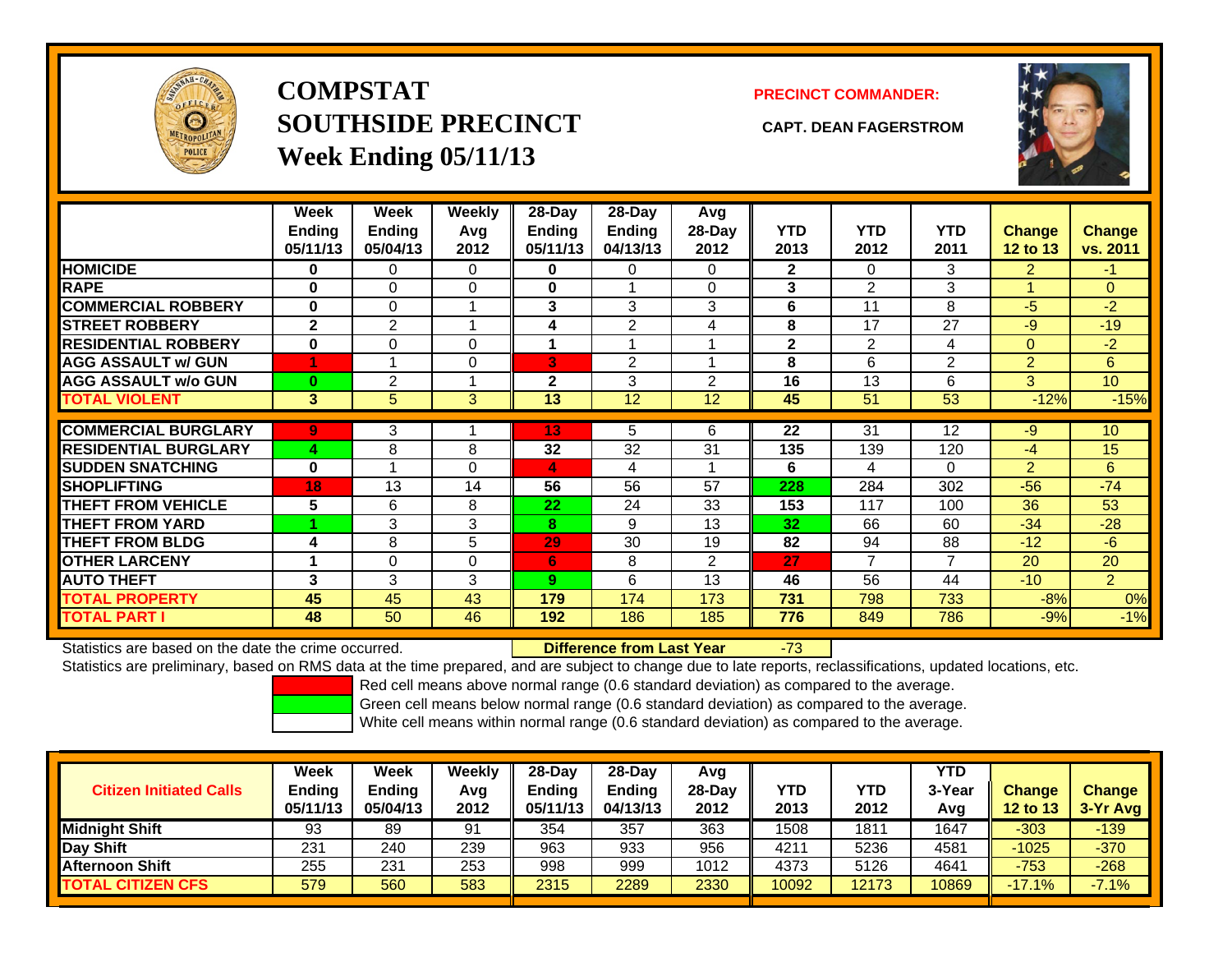# COMPSTAT
# SOUTHSIDE PRECINCT
# Week Ending 05/11/13

**PRECINCT COMMANDER:**

**CAPT. DEAN FAGERSTROM**

| | Week Ending 05/11/13 | Week Ending 05/04/13 | Weekly Avg 2012 | 28-Day Ending 05/11/13 | 28-Day Ending 04/13/13 | Avg 28-Day 2012 | YTD 2013 | YTD 2012 | YTD 2011 | Change 12 to 13 | Change vs. 2011 |
|---|---|---|---|---|---|---|---|---|---|---|---|
| **HOMICIDE** | **0** | 0 | 0 | **0** | 0 | 0 | **2** | 0 | 3 | 2 | -1 |
| **RAPE** | **0** | 0 | 0 | **0** | 1 | 0 | **3** | 2 | 3 | 1 | 0 |
| **COMMERCIAL ROBBERY** | **0** | 0 | 1 | **3** | 3 | 3 | **6** | 11 | 8 | -5 | -2 |
| **STREET ROBBERY** | **2** | 2 | 1 | **4** | 2 | 4 | **8** | 17 | 27 | -9 | -19 |
| **RESIDENTIAL ROBBERY** | **0** | 0 | 0 | **1** | 1 | 1 | **2** | 2 | 4 | 0 | -2 |
| **AGG ASSAULT w/ GUN** | **1** | 1 | 0 | **3** | 2 | 1 | **8** | 6 | 2 | 2 | 6 |
| **AGG ASSAULT w/o GUN** | **0** | 2 | 1 | **2** | 3 | 2 | **16** | 13 | 6 | 3 | 10 |
| **TOTAL VIOLENT** | **3** | 5 | 3 | **13** | 12 | 12 | **45** | 51 | 53 | -12% | -15% |
| **COMMERCIAL BURGLARY** | **9** | 3 | 1 | **13** | 5 | 6 | **22** | 31 | 12 | -9 | 10 |
| **RESIDENTIAL BURGLARY** | **4** | 8 | 8 | **32** | 32 | 31 | **135** | 139 | 120 | -4 | 15 |
| **SUDDEN SNATCHING** | **0** | 1 | 0 | **4** | 4 | 1 | **6** | 4 | 0 | 2 | 6 |
| **SHOPLIFTING** | **18** | 13 | 14 | **56** | 56 | 57 | **228** | 284 | 302 | -56 | -74 |
| **THEFT FROM VEHICLE** | **5** | 6 | 8 | **22** | 24 | 33 | **153** | 117 | 100 | 36 | 53 |
| **THEFT FROM YARD** | **1** | 3 | 3 | **8** | 9 | 13 | **32** | 66 | 60 | -34 | -28 |
| **THEFT FROM BLDG** | **4** | 8 | 5 | **29** | 30 | 19 | **82** | 94 | 88 | -12 | -6 |
| **OTHER LARCENY** | **1** | 0 | 0 | **6** | 8 | 2 | **27** | 7 | 7 | 20 | 20 |
| **AUTO THEFT** | **3** | 3 | 3 | **9** | 6 | 13 | **46** | 56 | 44 | -10 | 2 |
| **TOTAL PROPERTY** | **45** | 45 | 43 | **179** | 174 | 173 | **731** | 798 | 733 | -8% | 0% |
| **TOTAL PART I** | **48** | 50 | 46 | **192** | 186 | 185 | **776** | 849 | 786 | -9% | -1% |

Statistics are based on the date the crime occurred. **Difference from Last Year** -73

Statistics are preliminary, based on RMS data at the time prepared, and are subject to change due to late reports, reclassifications, updated locations, etc.

Red cell means above normal range (0.6 standard deviation) as compared to the average.

Green cell means below normal range (0.6 standard deviation) as compared to the average.

White cell means within normal range (0.6 standard deviation) as compared to the average.

| Citizen Initiated Calls | Week Ending 05/11/13 | Week Ending 05/04/13 | Weekly Avg 2012 | 28-Day Ending 05/11/13 | 28-Day Ending 04/13/13 | Avg 28-Day 2012 | YTD 2013 | YTD 2012 | YTD 3-Year Avg | Change 12 to 13 | Change 3-Yr Avg |
|---|---|---|---|---|---|---|---|---|---|---|---|
| **Midnight Shift** | 93 | 89 | 91 | 354 | 357 | 363 | 1508 | 1811 | 1647 | -303 | -139 |
| **Day Shift** | 231 | 240 | 239 | 963 | 933 | 956 | 4211 | 5236 | 4581 | -1025 | -370 |
| **Afternoon Shift** | 255 | 231 | 253 | 998 | 999 | 1012 | 4373 | 5126 | 4641 | -753 | -268 |
| **TOTAL CITIZEN CFS** | 579 | 560 | 583 | 2315 | 2289 | 2330 | 10092 | 12173 | 10869 | -17.1% | -7.1% |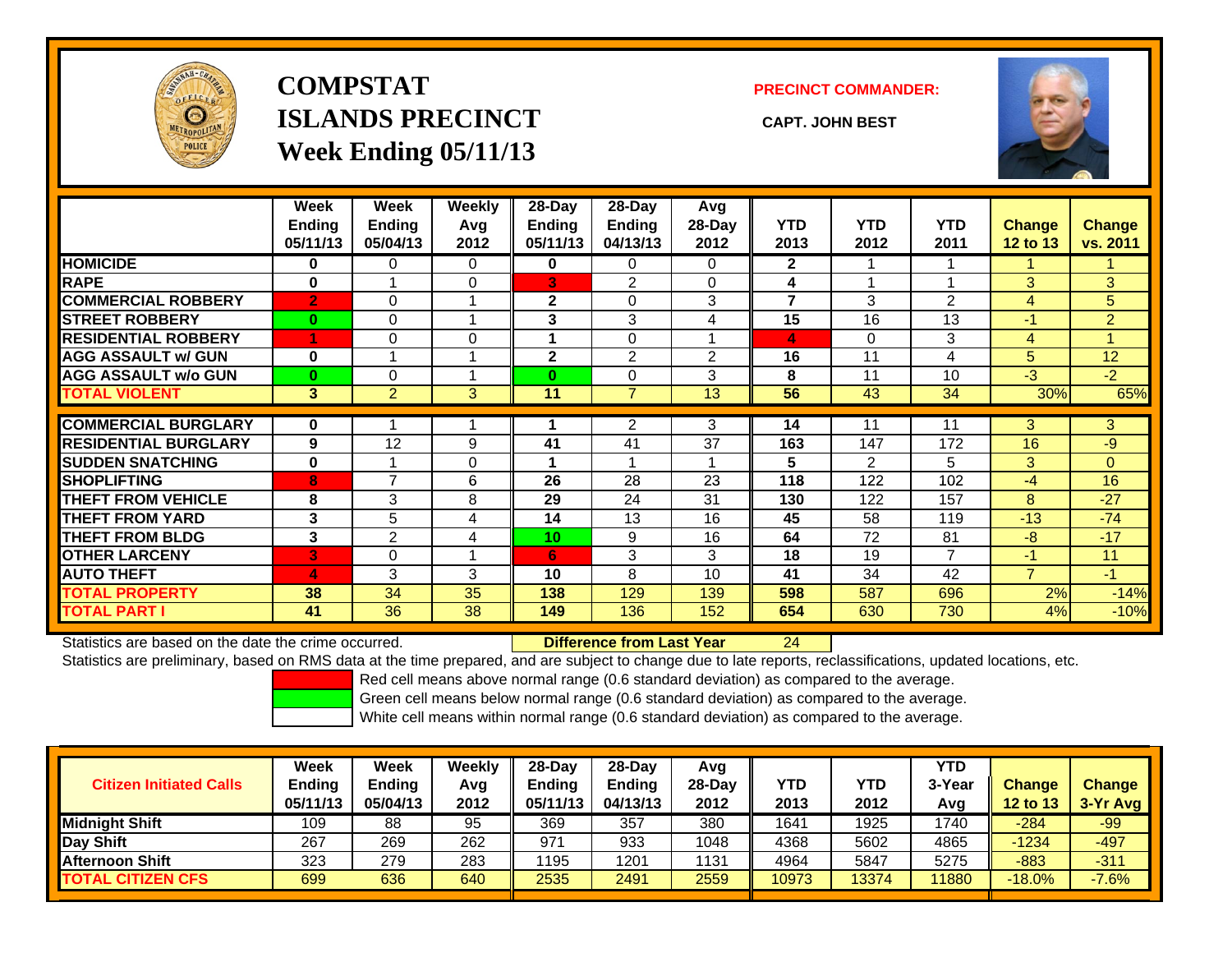# COMPSTAT ISLANDS PRECINCT Week Ending 05/11/13

**PRECINCT COMMANDER:**

**CAPT. JOHN BEST**

| | Week Ending 05/11/13 | Week Ending 05/04/13 | Weekly Avg 2012 | 28-Day Ending 05/11/13 | 28-Day Ending 04/13/13 | Avg 28-Day 2012 | YTD 2013 | YTD 2012 | YTD 2011 | Change 12 to 13 | Change vs. 2011 |
|---|---|---|---|---|---|---|---|---|---|---|---|
| HOMICIDE | 0 | 0 | 0 | 0 | 0 | 0 | 2 | 1 | 1 | 1 | 1 |
| RAPE | 0 | 1 | 0 | 3 | 2 | 0 | 4 | 1 | 1 | 3 | 3 |
| COMMERCIAL ROBBERY | 2 | 0 | 1 | 2 | 0 | 3 | 7 | 3 | 2 | 4 | 5 |
| STREET ROBBERY | 0 | 0 | 1 | 3 | 3 | 4 | 15 | 16 | 13 | -1 | 2 |
| RESIDENTIAL ROBBERY | 1 | 0 | 0 | 1 | 0 | 1 | 4 | 0 | 3 | 4 | 1 |
| AGG ASSAULT w/ GUN | 0 | 1 | 1 | 2 | 2 | 2 | 16 | 11 | 4 | 5 | 12 |
| AGG ASSAULT w/o GUN | 0 | 0 | 1 | 0 | 0 | 3 | 8 | 11 | 10 | -3 | -2 |
| TOTAL VIOLENT | 3 | 2 | 3 | 11 | 7 | 13 | 56 | 43 | 34 | 30% | 65% |
| COMMERCIAL BURGLARY | 0 | 1 | 1 | 1 | 2 | 3 | 14 | 11 | 11 | 3 | 3 |
| RESIDENTIAL BURGLARY | 9 | 12 | 9 | 41 | 41 | 37 | 163 | 147 | 172 | 16 | -9 |
| SUDDEN SNATCHING | 0 | 1 | 0 | 1 | 1 | 1 | 5 | 2 | 5 | 3 | 0 |
| SHOPLIFTING | 8 | 7 | 6 | 26 | 28 | 23 | 118 | 122 | 102 | -4 | 16 |
| THEFT FROM VEHICLE | 8 | 3 | 8 | 29 | 24 | 31 | 130 | 122 | 157 | 8 | -27 |
| THEFT FROM YARD | 3 | 5 | 4 | 14 | 13 | 16 | 45 | 58 | 119 | -13 | -74 |
| THEFT FROM BLDG | 3 | 2 | 4 | 10 | 9 | 16 | 64 | 72 | 81 | -8 | -17 |
| OTHER LARCENY | 3 | 0 | 1 | 6 | 3 | 3 | 18 | 19 | 7 | -1 | 11 |
| AUTO THEFT | 4 | 3 | 3 | 10 | 8 | 10 | 41 | 34 | 42 | 7 | -1 |
| TOTAL PROPERTY | 38 | 34 | 35 | 138 | 129 | 139 | 598 | 587 | 696 | 2% | -14% |
| TOTAL PART I | 41 | 36 | 38 | 149 | 136 | 152 | 654 | 630 | 730 | 4% | -10% |

Statistics are based on the date the crime occurred. **Difference from Last Year** 24

Statistics are preliminary, based on RMS data at the time prepared, and are subject to change due to late reports, reclassifications, updated locations, etc.

Red cell means above normal range (0.6 standard deviation) as compared to the average.

Green cell means below normal range (0.6 standard deviation) as compared to the average.

White cell means within normal range (0.6 standard deviation) as compared to the average.

| Citizen Initiated Calls | Week Ending 05/11/13 | Week Ending 05/04/13 | Weekly Avg 2012 | 28-Day Ending 05/11/13 | 28-Day Ending 04/13/13 | Avg 28-Day 2012 | YTD 2013 | YTD 2012 | YTD 3-Year Avg | Change 12 to 13 | Change 3-Yr Avg |
|---|---|---|---|---|---|---|---|---|---|---|---|
| Midnight Shift | 109 | 88 | 95 | 369 | 357 | 380 | 1641 | 1925 | 1740 | -284 | -99 |
| Day Shift | 267 | 269 | 262 | 971 | 933 | 1048 | 4368 | 5602 | 4865 | -1234 | -497 |
| Afternoon Shift | 323 | 279 | 283 | 1195 | 1201 | 1131 | 4964 | 5847 | 5275 | -883 | -311 |
| TOTAL CITIZEN CFS | 699 | 636 | 640 | 2535 | 2491 | 2559 | 10973 | 13374 | 11880 | -18.0% | -7.6% |